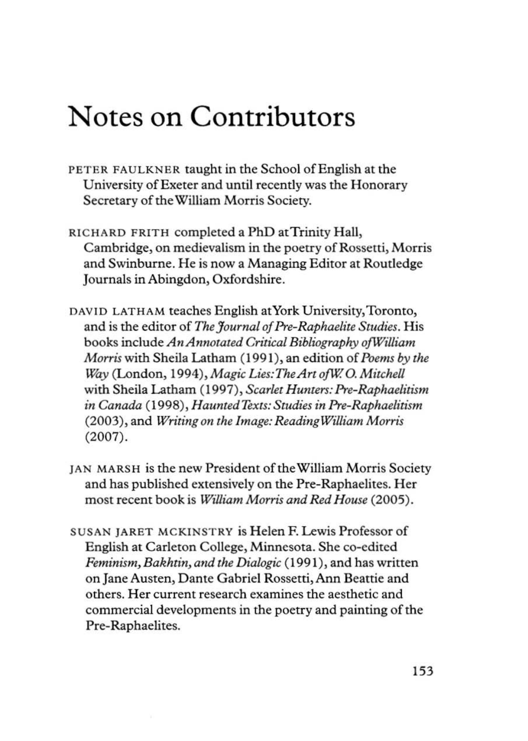# Notes on Contributors

PETER FAULKNER taught in the School of English at the University of Exeter and until recently was the Honorary Secretary of the William Morris Society.

RICHARD FRITH completed a PhD at Trinity Hall, Cambridge, on medievalism in the poetry of Rossetti, Morris and Swinburne. He is now a Managing Editor at Routledge Journals in Abingdon, Oxfordshire.

DAVID LATHAM teaches English at York University, Toronto, and is the editor of *The Journal of Pre-Raphaelite Studies*. His books include *An Annotated Critical Bibliography of William Morris* with Sheila Latham (1991), an edition of *Poems by the Way* (London, 1994), *Magic Lies: The Art of W. O. Mitchell* with Sheila Latham (1997), *Scarlet Hunters: Pre-Raphaelitism in Canada* (1998), *Haunted Texts: Studies in Pre-Raphaelitism* (2003), and *Writing on the Image: Reading William Morris* (2007).

JAN MARSH is the new President of the William Morris Society and has published extensively on the Pre-Raphaelites. Her most recent book is *William Morris and Red House* (2005).

SUSAN JARET MCKINSTRY is Helen F. Lewis Professor of English at Carleton College, Minnesota. She co-edited *Feminism, Bakhtin, and the Dialogic* (1991), and has written on Jane Austen, Dante Gabriel Rossetti, Ann Beattie and others. Her current research examines the aesthetic and commercial developments in the poetry and painting of the Pre-Raphaelites.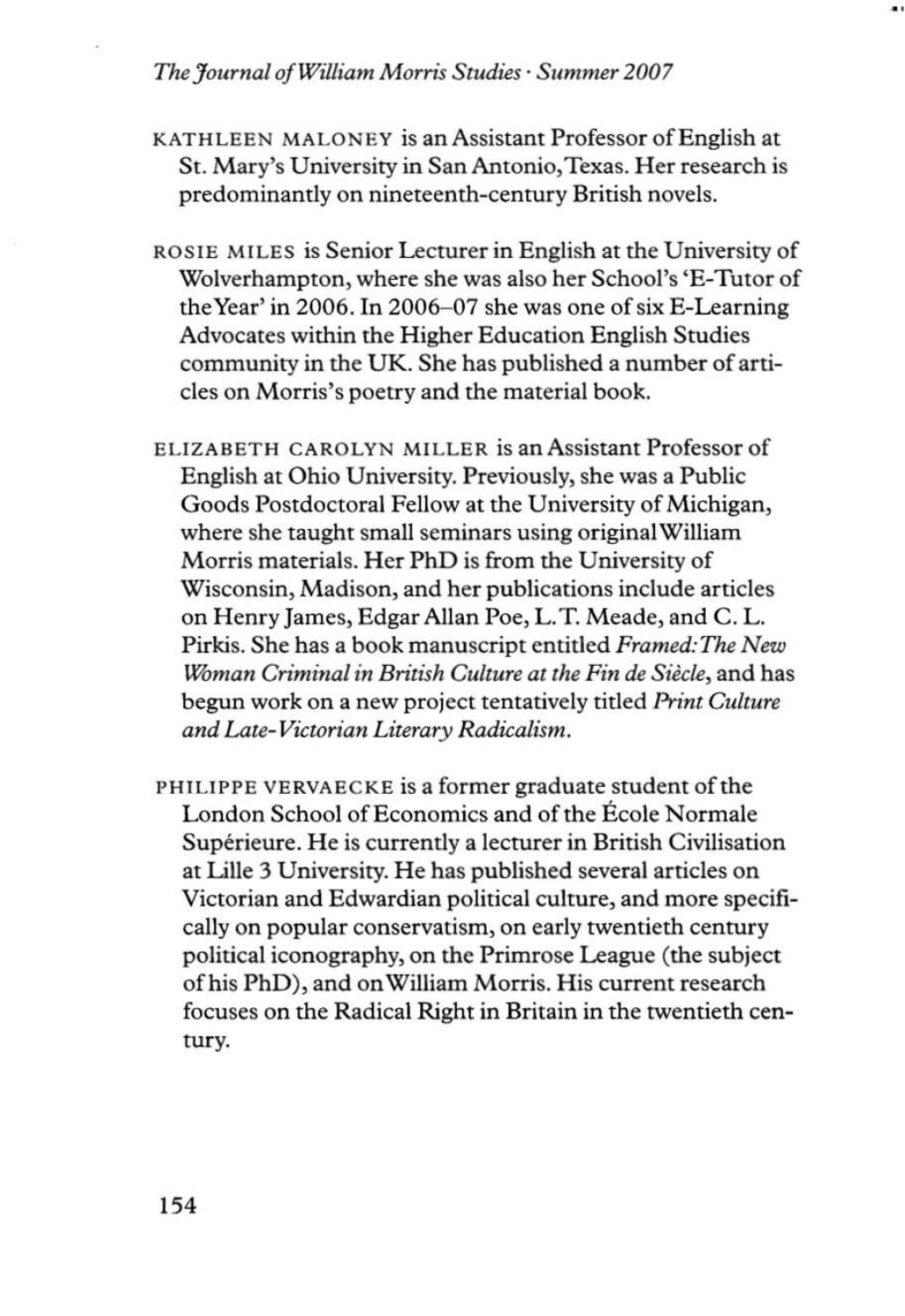KATHLEEN MALONEY is an Assistant Professor of English at St. Mary's University in San Antonio, Texas. Her research is predominantly on nineteenth-century British novels.

ROSIE MILES is Senior Lecturer in English at the University of Wolverhampton, where she was also her School's 'E-Tutor of the Year' in 2006. In 2006–07 she was one of six E-Learning Advocates within the Higher Education English Studies community in the UK. She has published a number of articles on Morris's poetry and the material book.

ELIZABETH CAROLYN MILLER is an Assistant Professor of English at Ohio University. Previously, she was a Public Goods Postdoctoral Fellow at the University of Michigan, where she taught small seminars using original William Morris materials. Her PhD is from the University of Wisconsin, Madison, and her publications include articles on Henry James, Edgar Allan Poe, L. T. Meade, and C. L. Pirkis. She has a book manuscript entitled *Framed: The New Woman Criminal in British Culture at the Fin de Siècle*, and has begun work on a new project tentatively titled *Print Culture and Late-Victorian Literary Radicalism.*

PHILIPPE VERVAECKE is a former graduate student of the London School of Economics and of the École Normale Supérieure. He is currently a lecturer in British Civilisation at Lille 3 University. He has published several articles on Victorian and Edwardian political culture, and more specifically on popular conservatism, on early twentieth century political iconography, on the Primrose League (the subject of his PhD), and on William Morris. His current research focuses on the Radical Right in Britain in the twentieth century.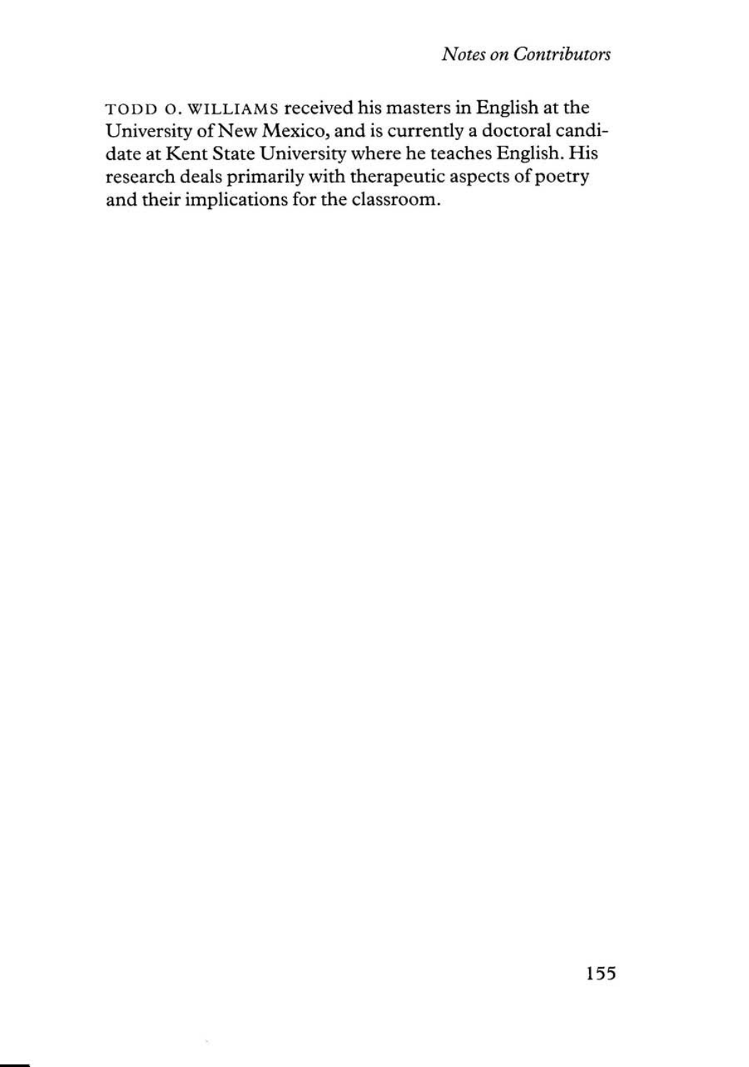TODD O. WILLIAMS received his masters in English at the University of New Mexico, and is currently a doctoral candidate at Kent State University where he teaches English. His research deals primarily with therapeutic aspects of poetry and their implications for the classroom.